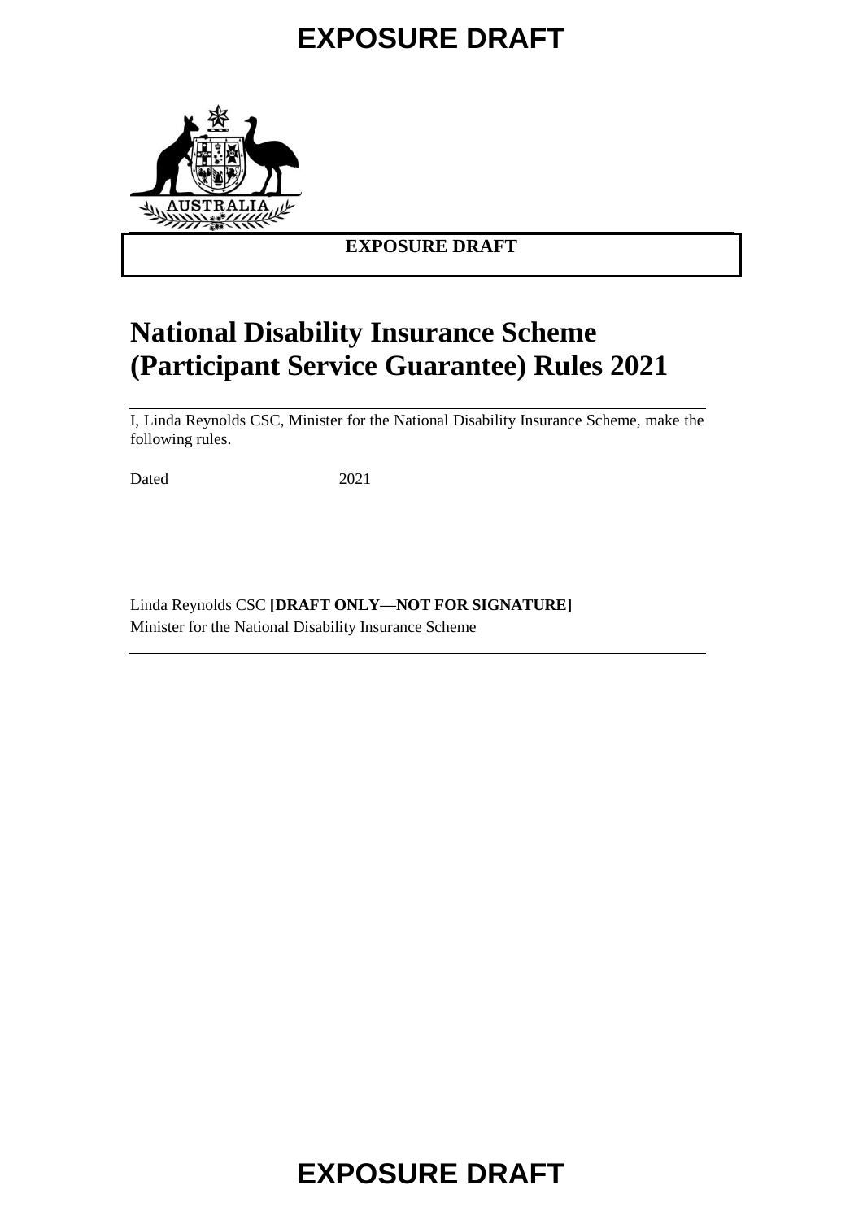**EXPOSURE DRAFT**

# National Disability Insurance Scheme (Participant Service Guarantee) Rules 2021

I, Linda Reynolds CSC, Minister for the National Disability Insurance Scheme, make the following rules.

Dated 2021

Linda Reynolds CSC **[DRAFT ONLY—NOT FOR SIGNATURE]**
Minister for the National Disability Insurance Scheme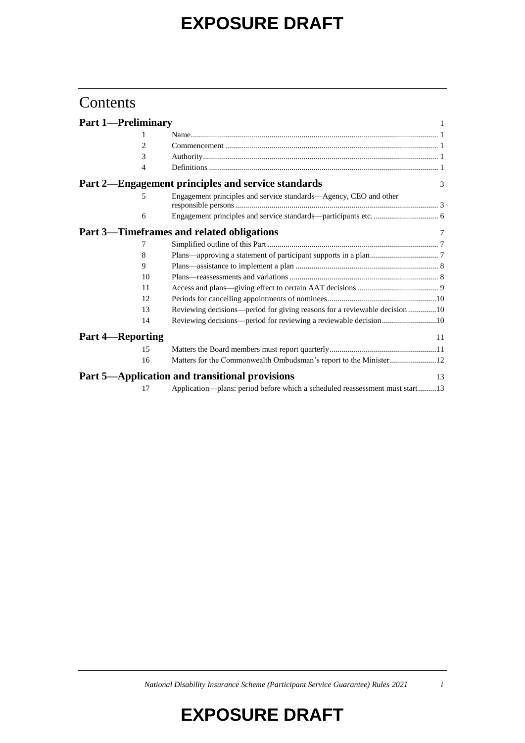# Contents

**Part 1—Preliminary** 1

| | | |
|---|---|---|
| 1 | Name | 1 |
| 2 | Commencement | 1 |
| 3 | Authority | 1 |
| 4 | Definitions | 1 |

**Part 2—Engagement principles and service standards** 3

| | | |
|---|---|---|
| 5 | Engagement principles and service standards—Agency, CEO and other responsible persons | 3 |
| 6 | Engagement principles and service standards—participants etc. | 6 |

**Part 3—Timeframes and related obligations** 7

| | | |
|---|---|---|
| 7 | Simplified outline of this Part | 7 |
| 8 | Plans—approving a statement of participant supports in a plan | 7 |
| 9 | Plans—assistance to implement a plan | 8 |
| 10 | Plans—reassessments and variations | 8 |
| 11 | Access and plans—giving effect to certain AAT decisions | 9 |
| 12 | Periods for cancelling appointments of nominees | 10 |
| 13 | Reviewing decisions—period for giving reasons for a reviewable decision | 10 |
| 14 | Reviewing decisions—period for reviewing a reviewable decision | 10 |

**Part 4—Reporting** 11

| | | |
|---|---|---|
| 15 | Matters the Board members must report quarterly | 11 |
| 16 | Matters for the Commonwealth Ombudsman's report to the Minister | 12 |

**Part 5—Application and transitional provisions** 13

| | | |
|---|---|---|
| 17 | Application—plans: period before which a scheduled reassessment must start | 13 |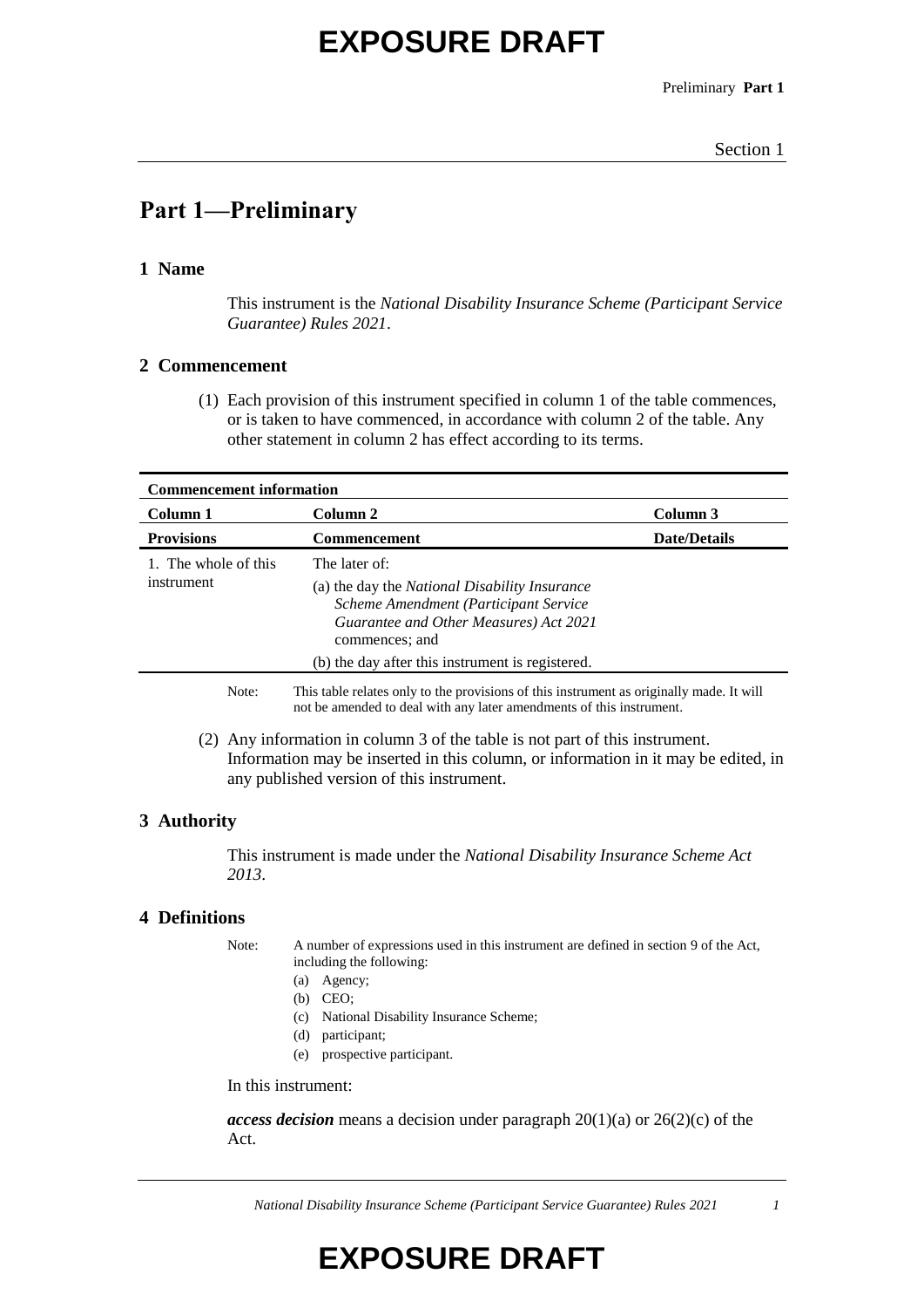# EXPOSURE DRAFT

## Part 1—Preliminary

### 1 Name

This instrument is the *National Disability Insurance Scheme (Participant Service Guarantee) Rules 2021*.

### 2 Commencement

(1) Each provision of this instrument specified in column 1 of the table commences, or is taken to have commenced, in accordance with column 2 of the table. Any other statement in column 2 has effect according to its terms.

| **Commencement information** | | |
|---|---|---|
| **Column 1** | **Column 2** | **Column 3** |
| **Provisions** | **Commencement** | **Date/Details** |
| 1. The whole of this instrument | The later of:<br>(a) the day the *National Disability Insurance Scheme Amendment (Participant Service Guarantee and Other Measures) Act 2021* commences; and<br>(b) the day after this instrument is registered. | |

Note: This table relates only to the provisions of this instrument as originally made. It will not be amended to deal with any later amendments of this instrument.

(2) Any information in column 3 of the table is not part of this instrument. Information may be inserted in this column, or information in it may be edited, in any published version of this instrument.

### 3 Authority

This instrument is made under the *National Disability Insurance Scheme Act 2013*.

### 4 Definitions

Note: A number of expressions used in this instrument are defined in section 9 of the Act, including the following:
- (a) Agency;
- (b) CEO;
- (c) National Disability Insurance Scheme;
- (d) participant;
- (e) prospective participant.

In this instrument:

***access decision*** means a decision under paragraph 20(1)(a) or 26(2)(c) of the Act.

# EXPOSURE DRAFT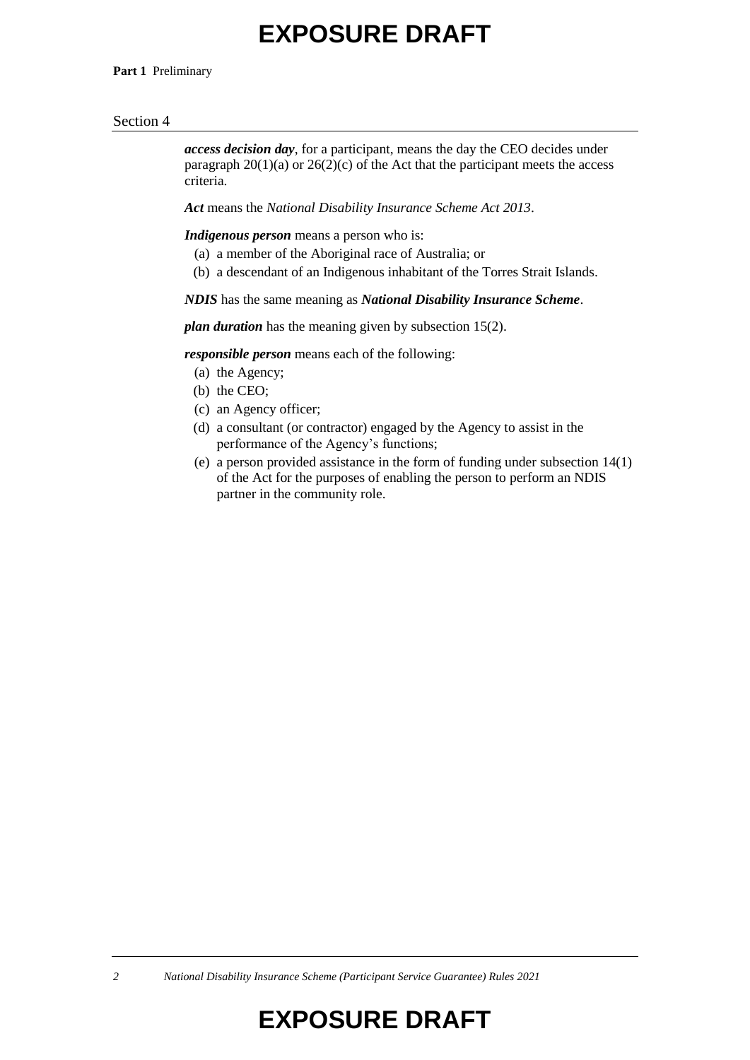***access decision day***, for a participant, means the day the CEO decides under paragraph 20(1)(a) or 26(2)(c) of the Act that the participant meets the access criteria.

***Act*** means the *National Disability Insurance Scheme Act 2013*.

***Indigenous person*** means a person who is:

- (a) a member of the Aboriginal race of Australia; or
- (b) a descendant of an Indigenous inhabitant of the Torres Strait Islands.

***NDIS*** has the same meaning as ***National Disability Insurance Scheme***.

***plan duration*** has the meaning given by subsection 15(2).

***responsible person*** means each of the following:

- (a) the Agency;
- (b) the CEO;
- (c) an Agency officer;
- (d) a consultant (or contractor) engaged by the Agency to assist in the performance of the Agency's functions;
- (e) a person provided assistance in the form of funding under subsection 14(1) of the Act for the purposes of enabling the person to perform an NDIS partner in the community role.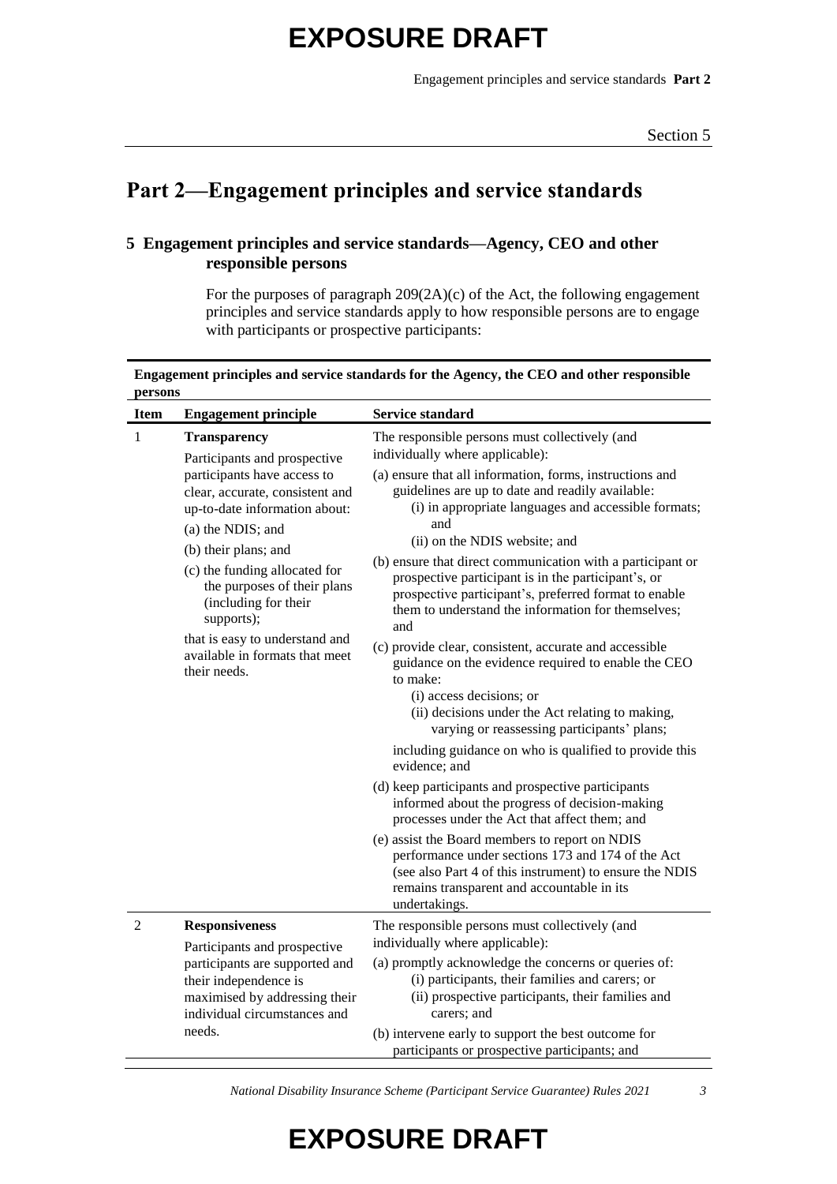# Part 2—Engagement principles and service standards

## 5 Engagement principles and service standards—Agency, CEO and other responsible persons

For the purposes of paragraph 209(2A)(c) of the Act, the following engagement principles and service standards apply to how responsible persons are to engage with participants or prospective participants:

**Engagement principles and service standards for the Agency, the CEO and other responsible persons**

| Item | Engagement principle | Service standard |
|---|---|---|
| 1 | **Transparency**<br>Participants and prospective participants have access to clear, accurate, consistent and up-to-date information about:<br>(a) the NDIS; and<br>(b) their plans; and<br>(c) the funding allocated for the purposes of their plans (including for their supports);<br>that is easy to understand and available in formats that meet their needs. | The responsible persons must collectively (and individually where applicable):<br>(a) ensure that all information, forms, instructions and guidelines are up to date and readily available:<br>(i) in appropriate languages and accessible formats; and<br>(ii) on the NDIS website; and<br>(b) ensure that direct communication with a participant or prospective participant is in the participant's, or prospective participant's, preferred format to enable them to understand the information for themselves; and<br>(c) provide clear, consistent, accurate and accessible guidance on the evidence required to enable the CEO to make:<br>(i) access decisions; or<br>(ii) decisions under the Act relating to making, varying or reassessing participants' plans;<br>including guidance on who is qualified to provide this evidence; and<br>(d) keep participants and prospective participants informed about the progress of decision-making processes under the Act that affect them; and<br>(e) assist the Board members to report on NDIS performance under sections 173 and 174 of the Act (see also Part 4 of this instrument) to ensure the NDIS remains transparent and accountable in its undertakings. |
| 2 | **Responsiveness**<br>Participants and prospective participants are supported and their independence is maximised by addressing their individual circumstances and needs. | The responsible persons must collectively (and individually where applicable):<br>(a) promptly acknowledge the concerns or queries of:<br>(i) participants, their families and carers; or<br>(ii) prospective participants, their families and carers; and<br>(b) intervene early to support the best outcome for participants or prospective participants; and |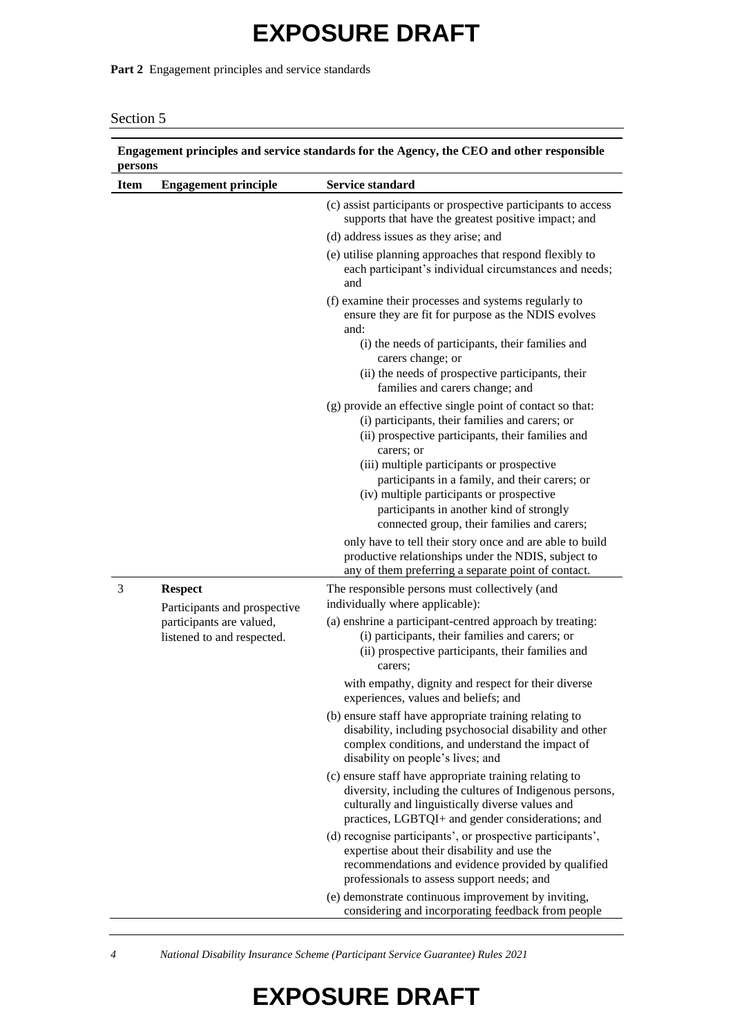**Part 2** Engagement principles and service standards

Section 5

**Engagement principles and service standards for the Agency, the CEO and other responsible persons**

| Item | Engagement principle | Service standard |
|---|---|---|
| | | (c) assist participants or prospective participants to access supports that have the greatest positive impact; and<br><br>(d) address issues as they arise; and<br><br>(e) utilise planning approaches that respond flexibly to each participant's individual circumstances and needs; and<br><br>(f) examine their processes and systems regularly to ensure they are fit for purpose as the NDIS evolves and:<br>(i) the needs of participants, their families and carers change; or<br>(ii) the needs of prospective participants, their families and carers change; and<br><br>(g) provide an effective single point of contact so that:<br>(i) participants, their families and carers; or<br>(ii) prospective participants, their families and carers; or<br>(iii) multiple participants or prospective participants in a family, and their carers; or<br>(iv) multiple participants or prospective participants in another kind of strongly connected group, their families and carers;<br><br>only have to tell their story once and are able to build productive relationships under the NDIS, subject to any of them preferring a separate point of contact. |
| 3 | **Respect**<br><br>Participants and prospective participants are valued, listened to and respected. | The responsible persons must collectively (and individually where applicable):<br><br>(a) enshrine a participant-centred approach by treating:<br>(i) participants, their families and carers; or<br>(ii) prospective participants, their families and carers;<br><br>with empathy, dignity and respect for their diverse experiences, values and beliefs; and<br><br>(b) ensure staff have appropriate training relating to disability, including psychosocial disability and other complex conditions, and understand the impact of disability on people's lives; and<br><br>(c) ensure staff have appropriate training relating to diversity, including the cultures of Indigenous persons, culturally and linguistically diverse values and practices, LGBTQI+ and gender considerations; and<br><br>(d) recognise participants', or prospective participants', expertise about their disability and use the recommendations and evidence provided by qualified professionals to assess support needs; and<br><br>(e) demonstrate continuous improvement by inviting, considering and incorporating feedback from people |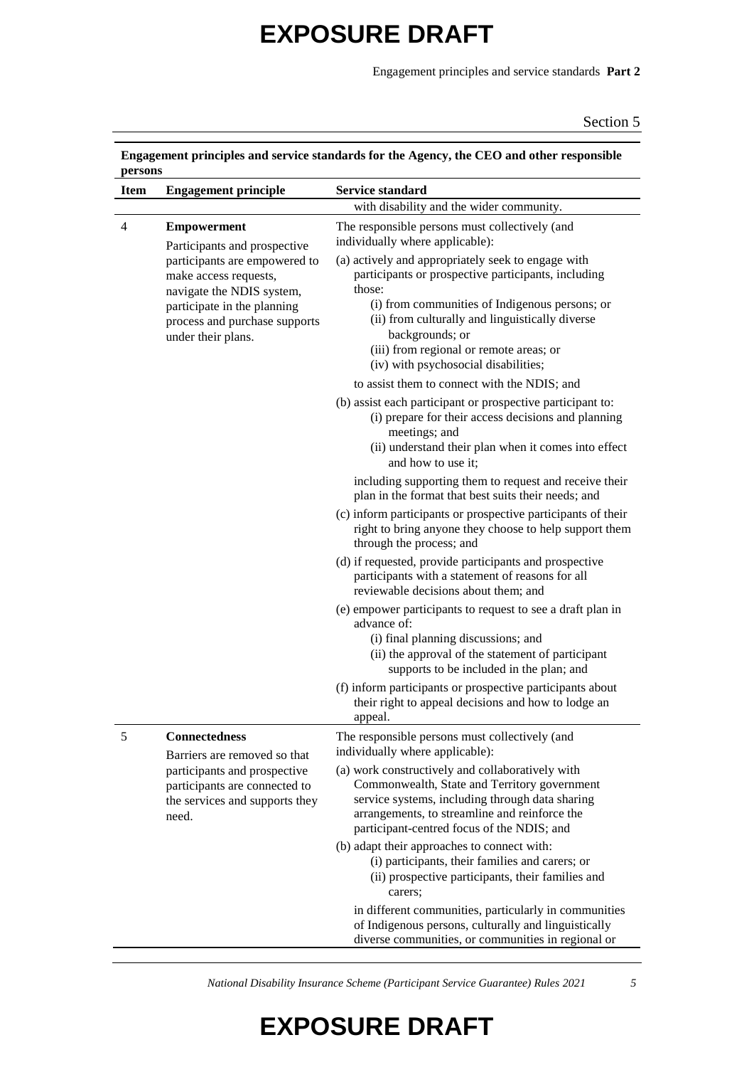**Engagement principles and service standards for the Agency, the CEO and other responsible persons**

| Item | Engagement principle | Service standard |
|---|---|---|
| | | with disability and the wider community. |
| 4 | **Empowerment**<br>Participants and prospective participants are empowered to make access requests, navigate the NDIS system, participate in the planning process and purchase supports under their plans. | The responsible persons must collectively (and individually where applicable):<br>(a) actively and appropriately seek to engage with participants or prospective participants, including those:<br>(i) from communities of Indigenous persons; or<br>(ii) from culturally and linguistically diverse backgrounds; or<br>(iii) from regional or remote areas; or<br>(iv) with psychosocial disabilities;<br>to assist them to connect with the NDIS; and<br>(b) assist each participant or prospective participant to:<br>(i) prepare for their access decisions and planning meetings; and<br>(ii) understand their plan when it comes into effect and how to use it;<br>including supporting them to request and receive their plan in the format that best suits their needs; and<br>(c) inform participants or prospective participants of their right to bring anyone they choose to help support them through the process; and<br>(d) if requested, provide participants and prospective participants with a statement of reasons for all reviewable decisions about them; and<br>(e) empower participants to request to see a draft plan in advance of:<br>(i) final planning discussions; and<br>(ii) the approval of the statement of participant supports to be included in the plan; and<br>(f) inform participants or prospective participants about their right to appeal decisions and how to lodge an appeal. |
| 5 | **Connectedness**<br>Barriers are removed so that participants and prospective participants are connected to the services and supports they need. | The responsible persons must collectively (and individually where applicable):<br>(a) work constructively and collaboratively with Commonwealth, State and Territory government service systems, including through data sharing arrangements, to streamline and reinforce the participant-centred focus of the NDIS; and<br>(b) adapt their approaches to connect with:<br>(i) participants, their families and carers; or<br>(ii) prospective participants, their families and carers;<br>in different communities, particularly in communities of Indigenous persons, culturally and linguistically diverse communities, or communities in regional or |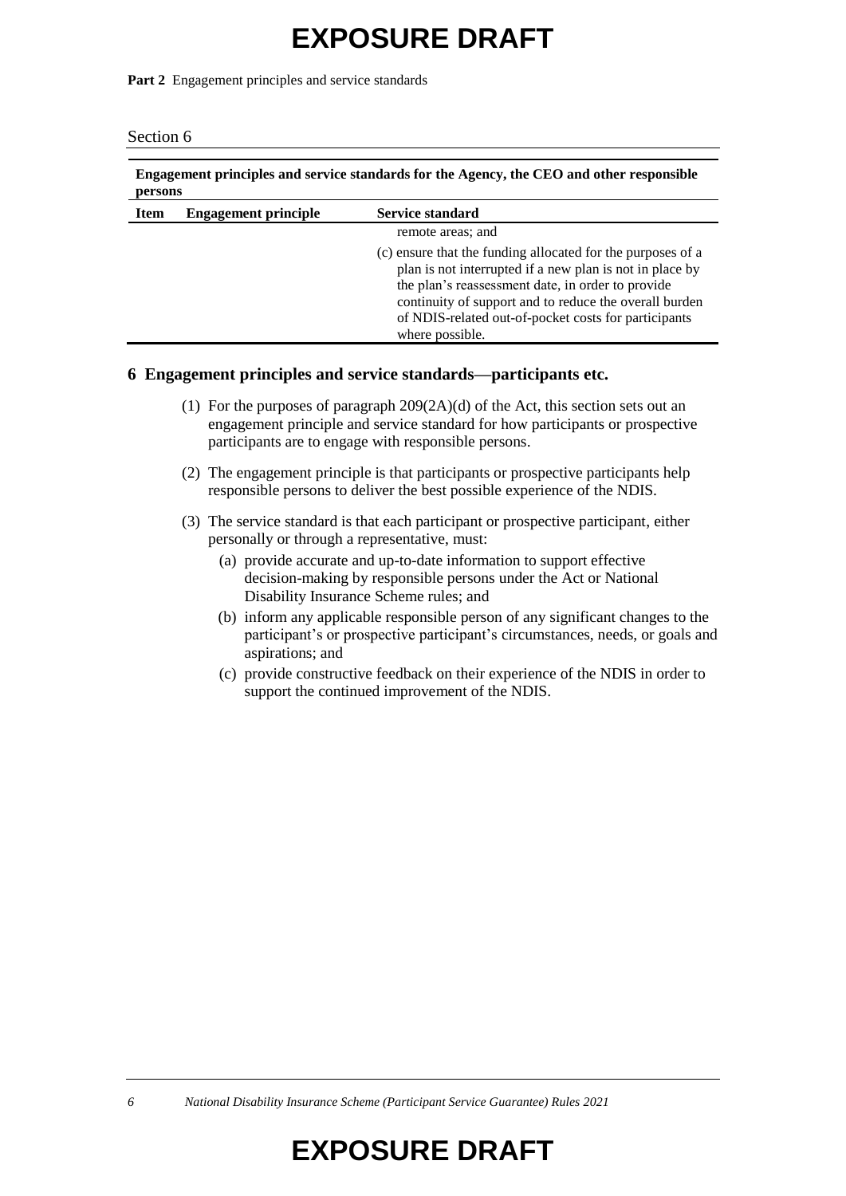| Item | Engagement principle | Service standard |
|---|---|---|
| | | remote areas; and<br>(c) ensure that the funding allocated for the purposes of a plan is not interrupted if a new plan is not in place by the plan's reassessment date, in order to provide continuity of support and to reduce the overall burden of NDIS-related out-of-pocket costs for participants where possible. |

## 6 Engagement principles and service standards—participants etc.

(1) For the purposes of paragraph 209(2A)(d) of the Act, this section sets out an engagement principle and service standard for how participants or prospective participants are to engage with responsible persons.

(2) The engagement principle is that participants or prospective participants help responsible persons to deliver the best possible experience of the NDIS.

(3) The service standard is that each participant or prospective participant, either personally or through a representative, must:

(a) provide accurate and up-to-date information to support effective decision-making by responsible persons under the Act or National Disability Insurance Scheme rules; and

(b) inform any applicable responsible person of any significant changes to the participant's or prospective participant's circumstances, needs, or goals and aspirations; and

(c) provide constructive feedback on their experience of the NDIS in order to support the continued improvement of the NDIS.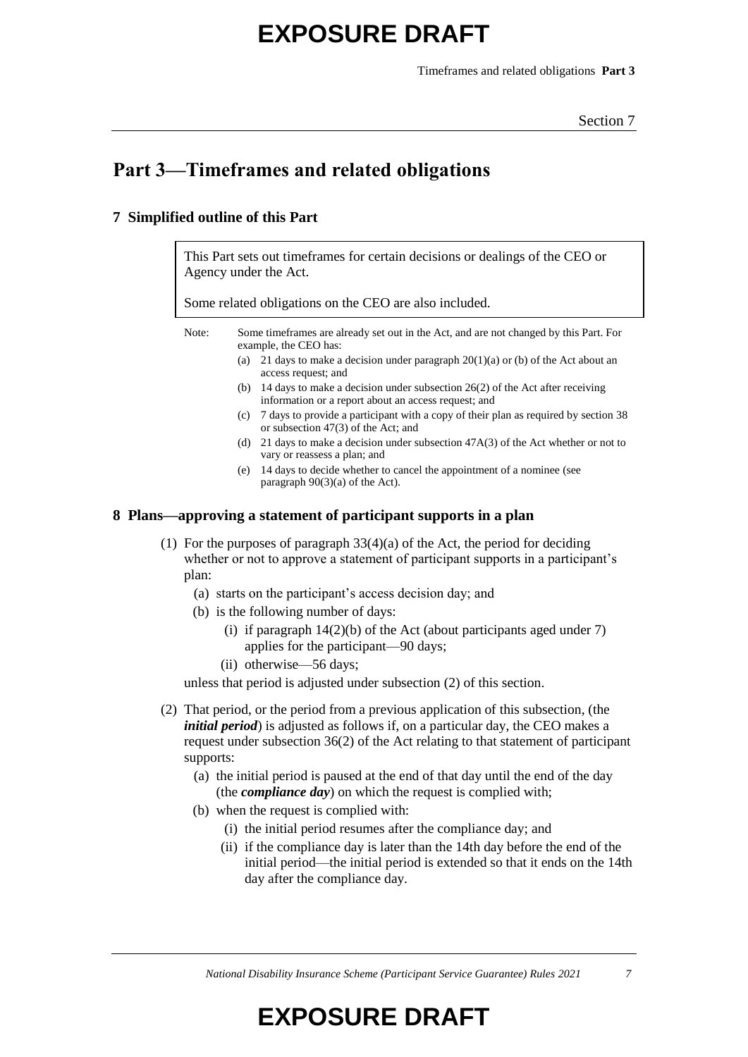# Part 3—Timeframes and related obligations

## 7 Simplified outline of this Part

This Part sets out timeframes for certain decisions or dealings of the CEO or Agency under the Act.

Some related obligations on the CEO are also included.

Note: Some timeframes are already set out in the Act, and are not changed by this Part. For example, the CEO has:

(a) 21 days to make a decision under paragraph 20(1)(a) or (b) of the Act about an access request; and

(b) 14 days to make a decision under subsection 26(2) of the Act after receiving information or a report about an access request; and

(c) 7 days to provide a participant with a copy of their plan as required by section 38 or subsection 47(3) of the Act; and

(d) 21 days to make a decision under subsection 47A(3) of the Act whether or not to vary or reassess a plan; and

(e) 14 days to decide whether to cancel the appointment of a nominee (see paragraph 90(3)(a) of the Act).

## 8 Plans—approving a statement of participant supports in a plan

(1) For the purposes of paragraph 33(4)(a) of the Act, the period for deciding whether or not to approve a statement of participant supports in a participant's plan:

(a) starts on the participant's access decision day; and

(b) is the following number of days:

(i) if paragraph 14(2)(b) of the Act (about participants aged under 7) applies for the participant—90 days;

(ii) otherwise—56 days;

unless that period is adjusted under subsection (2) of this section.

(2) That period, or the period from a previous application of this subsection, (the ***initial period***) is adjusted as follows if, on a particular day, the CEO makes a request under subsection 36(2) of the Act relating to that statement of participant supports:

(a) the initial period is paused at the end of that day until the end of the day (the ***compliance day***) on which the request is complied with;

(b) when the request is complied with:

(i) the initial period resumes after the compliance day; and

(ii) if the compliance day is later than the 14th day before the end of the initial period—the initial period is extended so that it ends on the 14th day after the compliance day.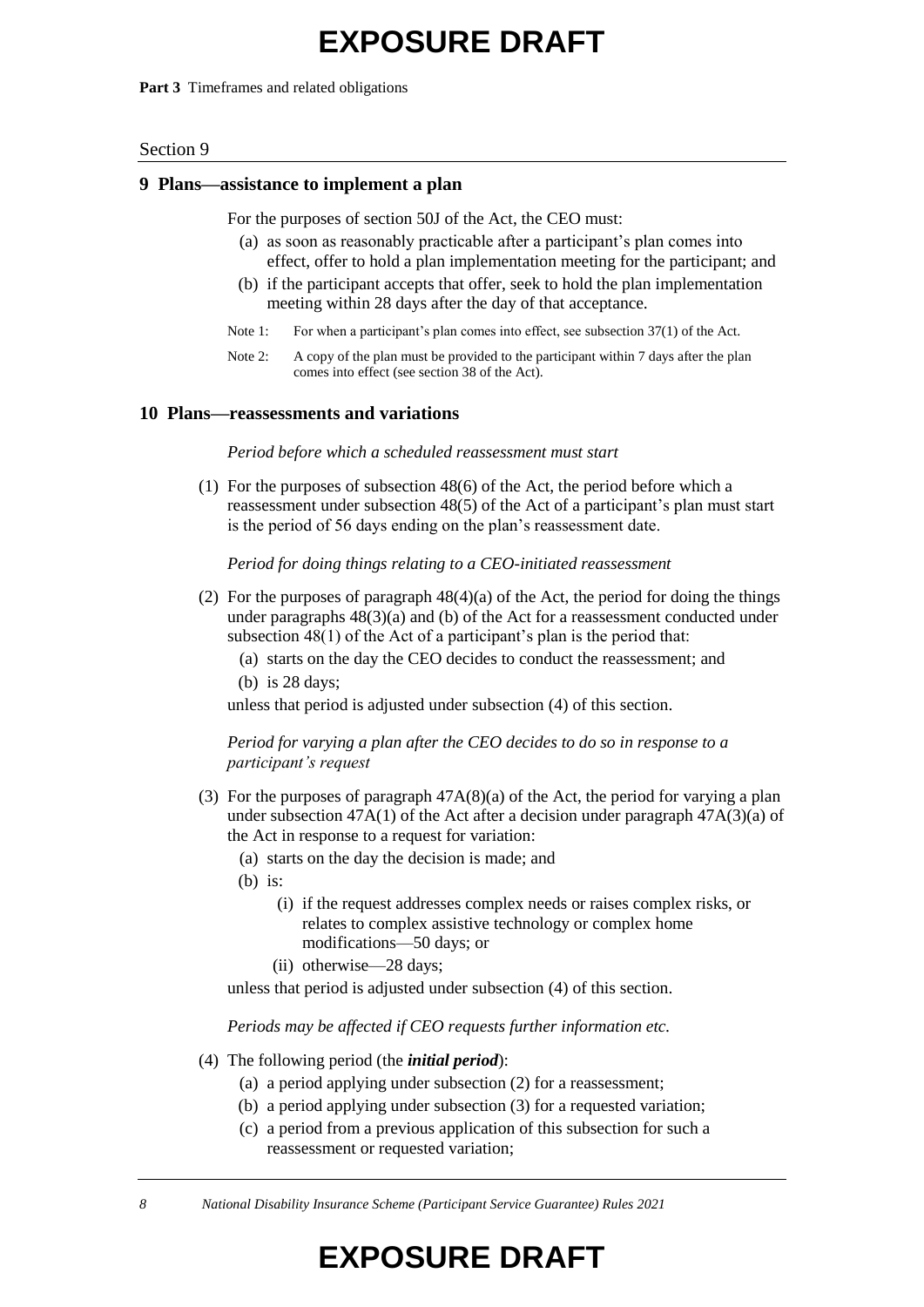## 9 Plans—assistance to implement a plan

For the purposes of section 50J of the Act, the CEO must:

(a) as soon as reasonably practicable after a participant's plan comes into effect, offer to hold a plan implementation meeting for the participant; and

(b) if the participant accepts that offer, seek to hold the plan implementation meeting within 28 days after the day of that acceptance.

Note 1: For when a participant's plan comes into effect, see subsection 37(1) of the Act.

Note 2: A copy of the plan must be provided to the participant within 7 days after the plan comes into effect (see section 38 of the Act).

## 10 Plans—reassessments and variations

*Period before which a scheduled reassessment must start*

(1) For the purposes of subsection 48(6) of the Act, the period before which a reassessment under subsection 48(5) of the Act of a participant's plan must start is the period of 56 days ending on the plan's reassessment date.

*Period for doing things relating to a CEO-initiated reassessment*

(2) For the purposes of paragraph 48(4)(a) of the Act, the period for doing the things under paragraphs 48(3)(a) and (b) of the Act for a reassessment conducted under subsection 48(1) of the Act of a participant's plan is the period that:

(a) starts on the day the CEO decides to conduct the reassessment; and

(b) is 28 days;

unless that period is adjusted under subsection (4) of this section.

*Period for varying a plan after the CEO decides to do so in response to a participant's request*

(3) For the purposes of paragraph 47A(8)(a) of the Act, the period for varying a plan under subsection 47A(1) of the Act after a decision under paragraph 47A(3)(a) of the Act in response to a request for variation:

(a) starts on the day the decision is made; and

(b) is:

(i) if the request addresses complex needs or raises complex risks, or relates to complex assistive technology or complex home modifications—50 days; or

(ii) otherwise—28 days;

unless that period is adjusted under subsection (4) of this section.

*Periods may be affected if CEO requests further information etc.*

(4) The following period (the ***initial period***):

(a) a period applying under subsection (2) for a reassessment;

(b) a period applying under subsection (3) for a requested variation;

(c) a period from a previous application of this subsection for such a reassessment or requested variation;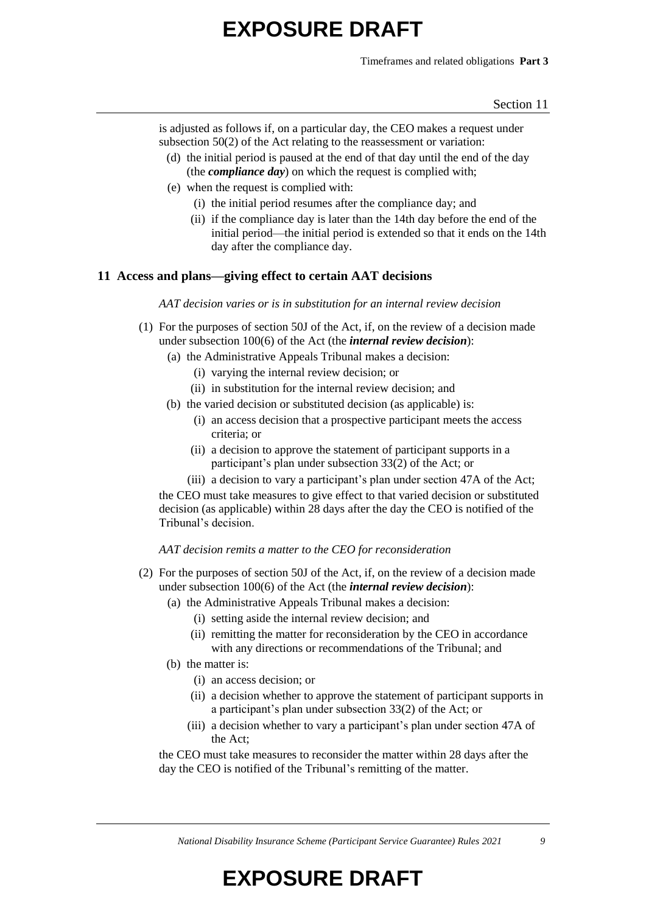is adjusted as follows if, on a particular day, the CEO makes a request under subsection 50(2) of the Act relating to the reassessment or variation:

(d) the initial period is paused at the end of that day until the end of the day (the ***compliance day***) on which the request is complied with;

(e) when the request is complied with:

(i) the initial period resumes after the compliance day; and

(ii) if the compliance day is later than the 14th day before the end of the initial period—the initial period is extended so that it ends on the 14th day after the compliance day.

## 11 Access and plans—giving effect to certain AAT decisions

*AAT decision varies or is in substitution for an internal review decision*

(1) For the purposes of section 50J of the Act, if, on the review of a decision made under subsection 100(6) of the Act (the ***internal review decision***):

(a) the Administrative Appeals Tribunal makes a decision:

(i) varying the internal review decision; or

(ii) in substitution for the internal review decision; and

(b) the varied decision or substituted decision (as applicable) is:

(i) an access decision that a prospective participant meets the access criteria; or

(ii) a decision to approve the statement of participant supports in a participant's plan under subsection 33(2) of the Act; or

(iii) a decision to vary a participant's plan under section 47A of the Act;

the CEO must take measures to give effect to that varied decision or substituted decision (as applicable) within 28 days after the day the CEO is notified of the Tribunal's decision.

*AAT decision remits a matter to the CEO for reconsideration*

(2) For the purposes of section 50J of the Act, if, on the review of a decision made under subsection 100(6) of the Act (the ***internal review decision***):

(a) the Administrative Appeals Tribunal makes a decision:

(i) setting aside the internal review decision; and

(ii) remitting the matter for reconsideration by the CEO in accordance with any directions or recommendations of the Tribunal; and

(b) the matter is:

(i) an access decision; or

(ii) a decision whether to approve the statement of participant supports in a participant's plan under subsection 33(2) of the Act; or

(iii) a decision whether to vary a participant's plan under section 47A of the Act;

the CEO must take measures to reconsider the matter within 28 days after the day the CEO is notified of the Tribunal's remitting of the matter.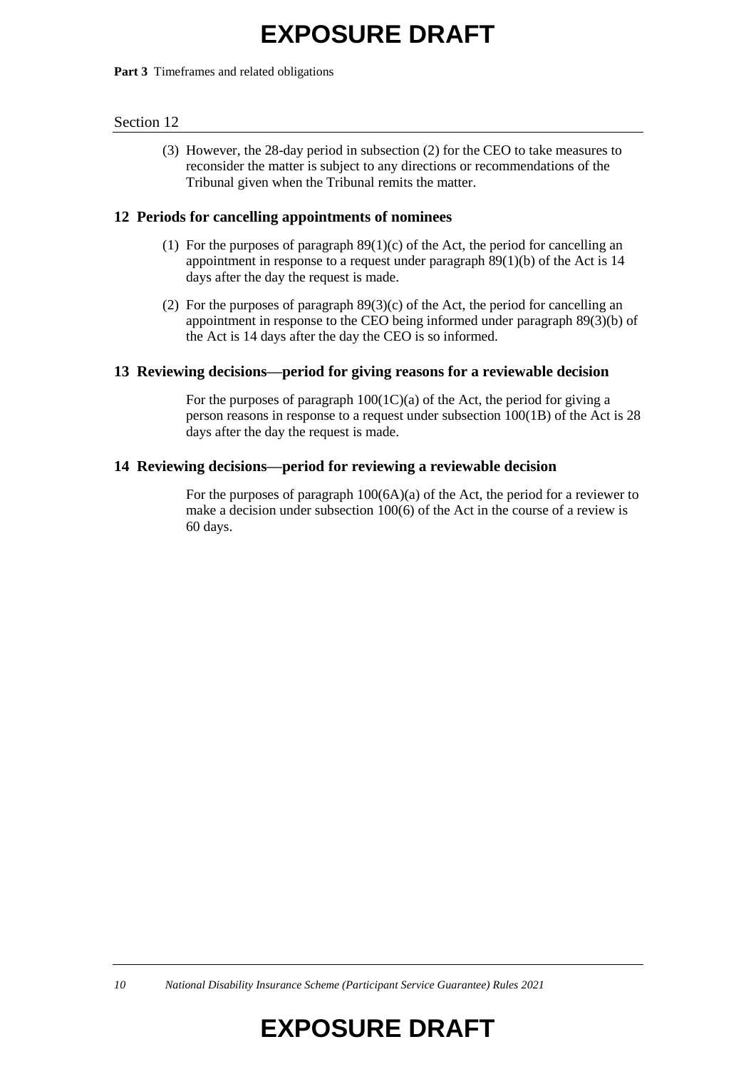(3) However, the 28-day period in subsection (2) for the CEO to take measures to reconsider the matter is subject to any directions or recommendations of the Tribunal given when the Tribunal remits the matter.

### 12 Periods for cancelling appointments of nominees

(1) For the purposes of paragraph 89(1)(c) of the Act, the period for cancelling an appointment in response to a request under paragraph 89(1)(b) of the Act is 14 days after the day the request is made.

(2) For the purposes of paragraph 89(3)(c) of the Act, the period for cancelling an appointment in response to the CEO being informed under paragraph 89(3)(b) of the Act is 14 days after the day the CEO is so informed.

### 13 Reviewing decisions—period for giving reasons for a reviewable decision

For the purposes of paragraph 100(1C)(a) of the Act, the period for giving a person reasons in response to a request under subsection 100(1B) of the Act is 28 days after the day the request is made.

### 14 Reviewing decisions—period for reviewing a reviewable decision

For the purposes of paragraph 100(6A)(a) of the Act, the period for a reviewer to make a decision under subsection 100(6) of the Act in the course of a review is 60 days.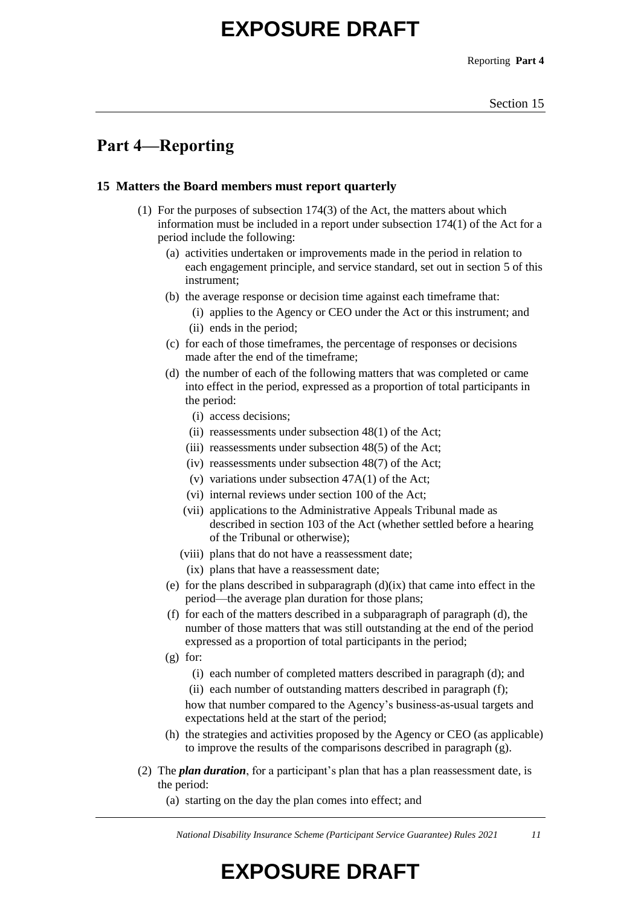## Part 4—Reporting

### 15 Matters the Board members must report quarterly

(1) For the purposes of subsection 174(3) of the Act, the matters about which information must be included in a report under subsection 174(1) of the Act for a period include the following:

- (a) activities undertaken or improvements made in the period in relation to each engagement principle, and service standard, set out in section 5 of this instrument;
- (b) the average response or decision time against each timeframe that:
  - (i) applies to the Agency or CEO under the Act or this instrument; and
  - (ii) ends in the period;
- (c) for each of those timeframes, the percentage of responses or decisions made after the end of the timeframe;
- (d) the number of each of the following matters that was completed or came into effect in the period, expressed as a proportion of total participants in the period:
  - (i) access decisions;
  - (ii) reassessments under subsection 48(1) of the Act;
  - (iii) reassessments under subsection 48(5) of the Act;
  - (iv) reassessments under subsection 48(7) of the Act;
  - (v) variations under subsection 47A(1) of the Act;
  - (vi) internal reviews under section 100 of the Act;
  - (vii) applications to the Administrative Appeals Tribunal made as described in section 103 of the Act (whether settled before a hearing of the Tribunal or otherwise);
  - (viii) plans that do not have a reassessment date;
  - (ix) plans that have a reassessment date;
- (e) for the plans described in subparagraph (d)(ix) that came into effect in the period—the average plan duration for those plans;
- (f) for each of the matters described in a subparagraph of paragraph (d), the number of those matters that was still outstanding at the end of the period expressed as a proportion of total participants in the period;
- (g) for:
  - (i) each number of completed matters described in paragraph (d); and
  - (ii) each number of outstanding matters described in paragraph (f);

  how that number compared to the Agency's business-as-usual targets and expectations held at the start of the period;
- (h) the strategies and activities proposed by the Agency or CEO (as applicable) to improve the results of the comparisons described in paragraph (g).

(2) The ***plan duration***, for a participant's plan that has a plan reassessment date, is the period:

- (a) starting on the day the plan comes into effect; and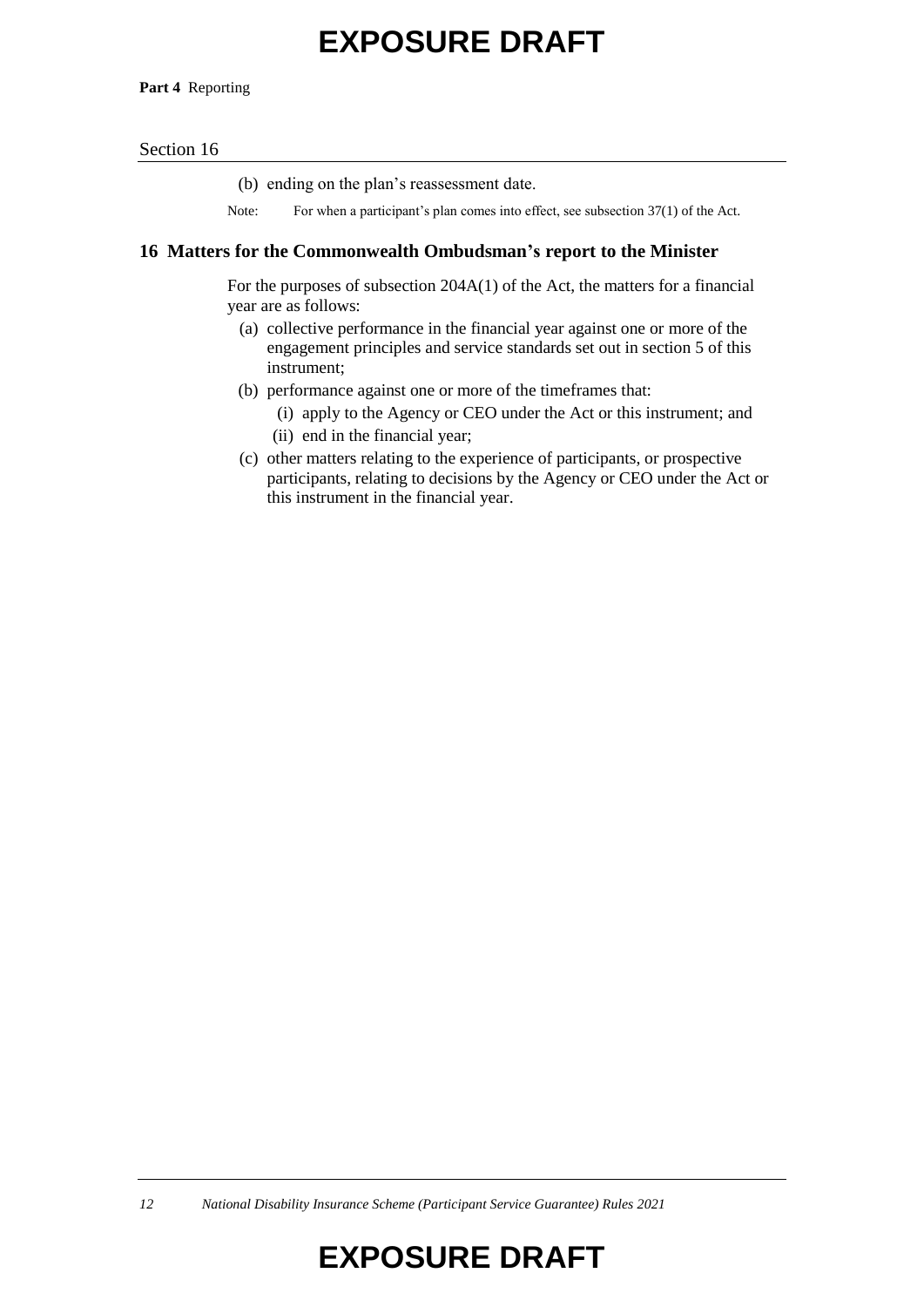(b) ending on the plan's reassessment date.

Note: For when a participant's plan comes into effect, see subsection 37(1) of the Act.

## 16 Matters for the Commonwealth Ombudsman's report to the Minister

For the purposes of subsection 204A(1) of the Act, the matters for a financial year are as follows:

(a) collective performance in the financial year against one or more of the engagement principles and service standards set out in section 5 of this instrument;

(b) performance against one or more of the timeframes that:

 (i) apply to the Agency or CEO under the Act or this instrument; and

 (ii) end in the financial year;

(c) other matters relating to the experience of participants, or prospective participants, relating to decisions by the Agency or CEO under the Act or this instrument in the financial year.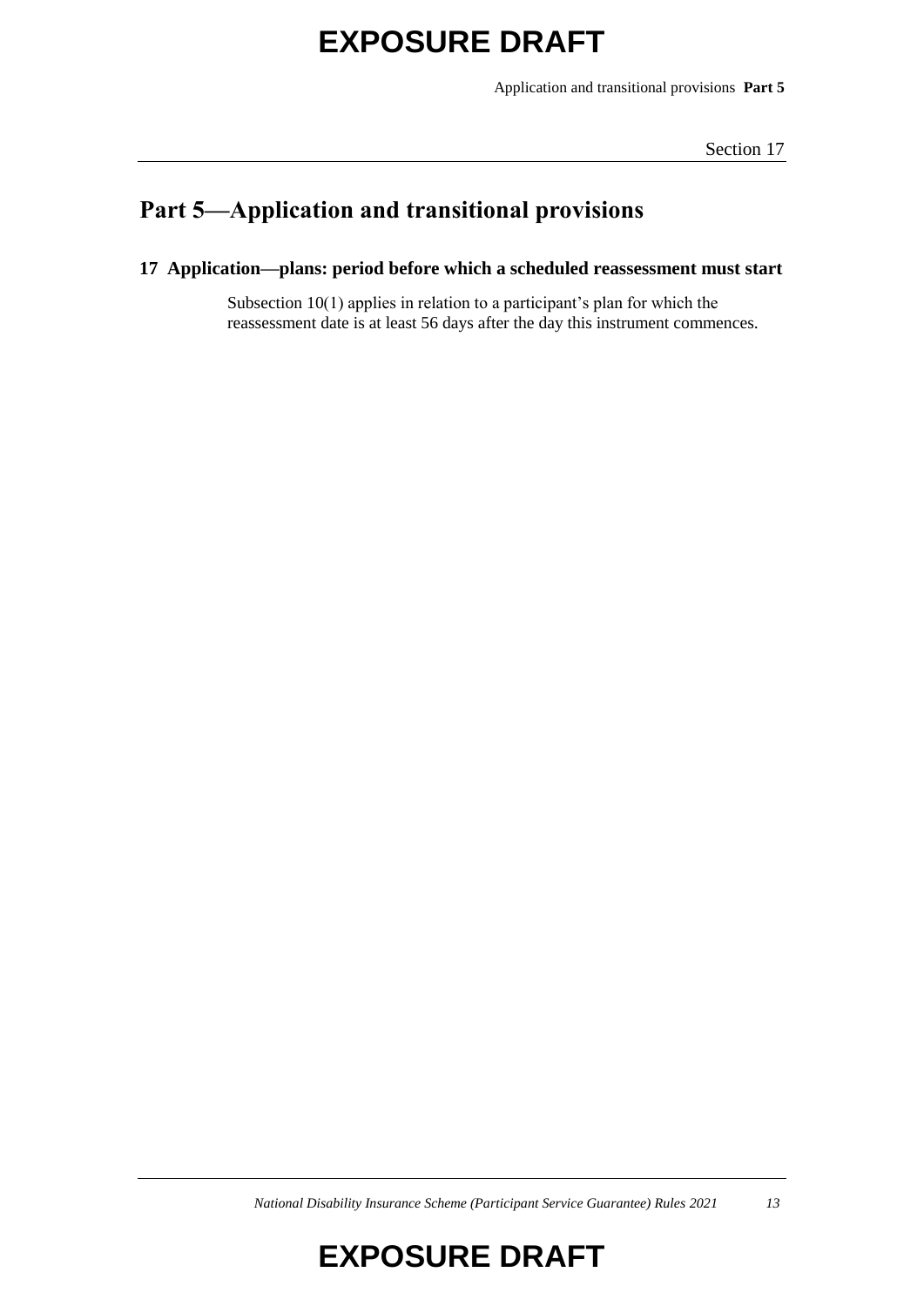## Part 5—Application and transitional provisions

### 17 Application—plans: period before which a scheduled reassessment must start

Subsection 10(1) applies in relation to a participant's plan for which the reassessment date is at least 56 days after the day this instrument commences.